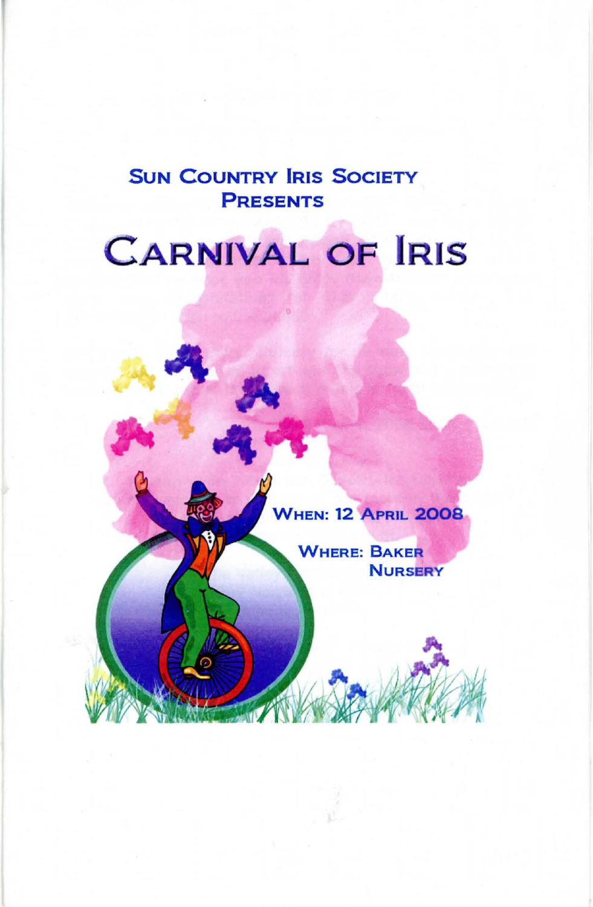**Sun Country Iris Society**
**Presents**

# Carnival of Iris

**When: 12 April 2008**

**Where: Baker Nursery**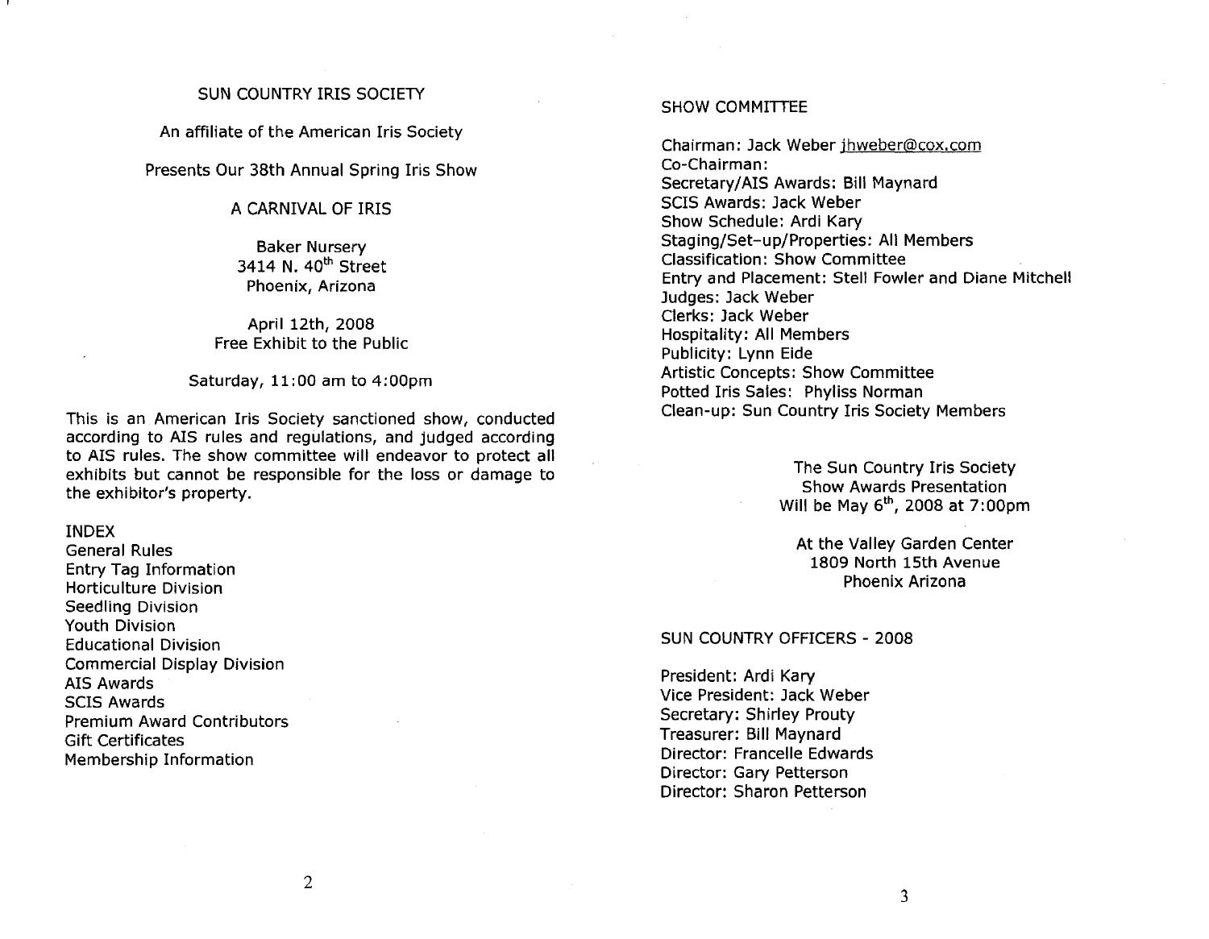# SUN COUNTRY IRIS SOCIETY

An affiliate of the American Iris Society

Presents Our 38th Annual Spring Iris Show

## A CARNIVAL OF IRIS

Baker Nursery
3414 N. 40th Street
Phoenix, Arizona

April 12th, 2008
Free Exhibit to the Public

Saturday, 11:00 am to 4:00pm

This is an American Iris Society sanctioned show, conducted according to AIS rules and regulations, and judged according to AIS rules. The show committee will endeavor to protect all exhibits but cannot be responsible for the loss or damage to the exhibitor's property.

## INDEX

General Rules
Entry Tag Information
Horticulture Division
Seedling Division
Youth Division
Educational Division
Commercial Display Division
AIS Awards
SCIS Awards
Premium Award Contributors
Gift Certificates
Membership Information

## SHOW COMMITTEE

Chairman: Jack Weber jhweber@cox.com
Co-Chairman:
Secretary/AIS Awards: Bill Maynard
SCIS Awards: Jack Weber
Show Schedule: Ardi Kary
Staging/Set-up/Properties: All Members
Classification: Show Committee
Entry and Placement: Stell Fowler and Diane Mitchell
Judges: Jack Weber
Clerks: Jack Weber
Hospitality: All Members
Publicity: Lynn Eide
Artistic Concepts: Show Committee
Potted Iris Sales: Phyliss Norman
Clean-up: Sun Country Iris Society Members

The Sun Country Iris Society
Show Awards Presentation
Will be May 6th, 2008 at 7:00pm

At the Valley Garden Center
1809 North 15th Avenue
Phoenix Arizona

## SUN COUNTRY OFFICERS - 2008

President: Ardi Kary
Vice President: Jack Weber
Secretary: Shirley Prouty
Treasurer: Bill Maynard
Director: Francelle Edwards
Director: Gary Petterson
Director: Sharon Petterson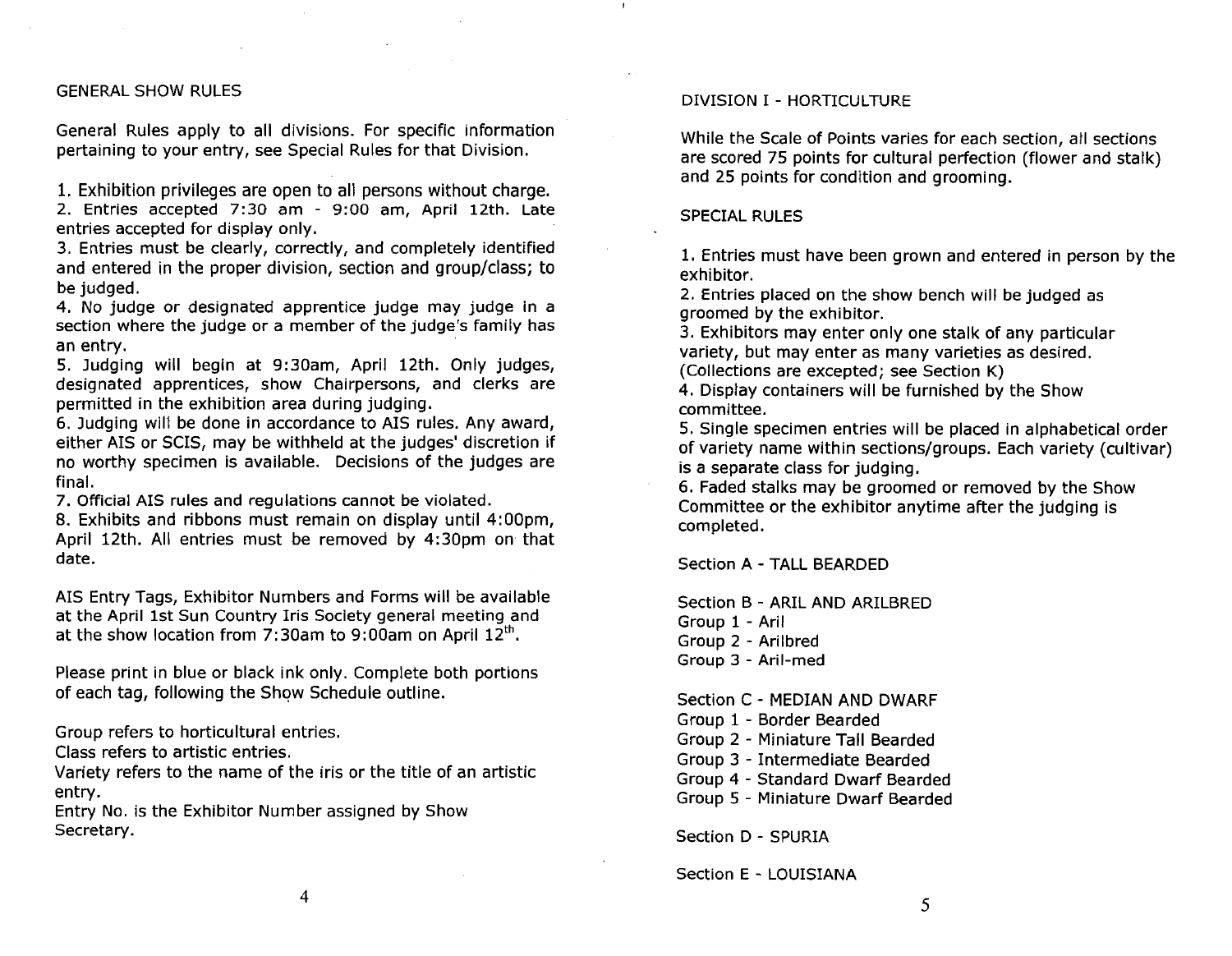## GENERAL SHOW RULES

General Rules apply to all divisions. For specific information pertaining to your entry, see Special Rules for that Division.

1. Exhibition privileges are open to all persons without charge.
2. Entries accepted 7:30 am - 9:00 am, April 12th. Late entries accepted for display only.
3. Entries must be clearly, correctly, and completely identified and entered in the proper division, section and group/class; to be judged.
4. No judge or designated apprentice judge may judge in a section where the judge or a member of the judge's family has an entry.
5. Judging will begin at 9:30am, April 12th. Only judges, designated apprentices, show Chairpersons, and clerks are permitted in the exhibition area during judging.
6. Judging will be done in accordance to AIS rules. Any award, either AIS or SCIS, may be withheld at the judges' discretion if no worthy specimen is available. Decisions of the judges are final.
7. Official AIS rules and regulations cannot be violated.
8. Exhibits and ribbons must remain on display until 4:00pm, April 12th. All entries must be removed by 4:30pm on that date.

AIS Entry Tags, Exhibitor Numbers and Forms will be available at the April 1st Sun Country Iris Society general meeting and at the show location from 7:30am to 9:00am on April 12th.

Please print in blue or black ink only. Complete both portions of each tag, following the Show Schedule outline.

Group refers to horticultural entries.
Class refers to artistic entries.
Variety refers to the name of the iris or the title of an artistic entry.
Entry No. is the Exhibitor Number assigned by Show Secretary.

## DIVISION I - HORTICULTURE

While the Scale of Points varies for each section, all sections are scored 75 points for cultural perfection (flower and stalk) and 25 points for condition and grooming.

### SPECIAL RULES

1. Entries must have been grown and entered in person by the exhibitor.
2. Entries placed on the show bench will be judged as groomed by the exhibitor.
3. Exhibitors may enter only one stalk of any particular variety, but may enter as many varieties as desired. (Collections are excepted; see Section K)
4. Display containers will be furnished by the Show committee.
5. Single specimen entries will be placed in alphabetical order of variety name within sections/groups. Each variety (cultivar) is a separate class for judging.
6. Faded stalks may be groomed or removed by the Show Committee or the exhibitor anytime after the judging is completed.

Section A - TALL BEARDED

Section B - ARIL AND ARILBRED
Group 1 - Aril
Group 2 - Arilbred
Group 3 - Aril-med

Section C - MEDIAN AND DWARF
Group 1 - Border Bearded
Group 2 - Miniature Tall Bearded
Group 3 - Intermediate Bearded
Group 4 - Standard Dwarf Bearded
Group 5 - Miniature Dwarf Bearded

Section D - SPURIA

Section E - LOUISIANA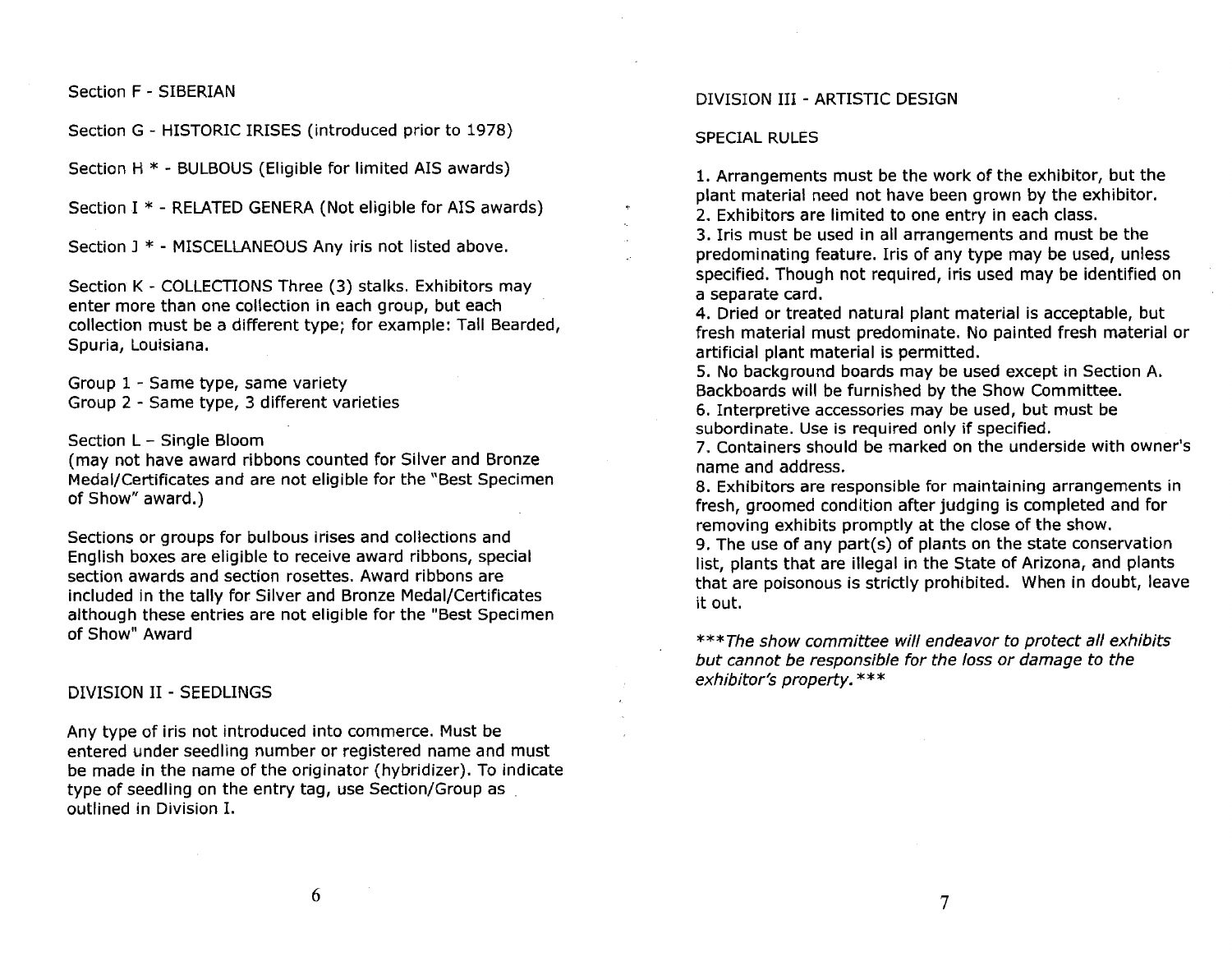Section F - SIBERIAN

Section G - HISTORIC IRISES (introduced prior to 1978)

Section H * - BULBOUS (Eligible for limited AIS awards)

Section I * - RELATED GENERA (Not eligible for AIS awards)

Section J * - MISCELLANEOUS Any iris not listed above.

Section K - COLLECTIONS Three (3) stalks. Exhibitors may enter more than one collection in each group, but each collection must be a different type; for example: Tall Bearded, Spuria, Louisiana.

Group 1 - Same type, same variety
Group 2 - Same type, 3 different varieties

Section L – Single Bloom
(may not have award ribbons counted for Silver and Bronze Medal/Certificates and are not eligible for the "Best Specimen of Show" award.)

Sections or groups for bulbous irises and collections and English boxes are eligible to receive award ribbons, special section awards and section rosettes. Award ribbons are included in the tally for Silver and Bronze Medal/Certificates although these entries are not eligible for the "Best Specimen of Show" Award

## DIVISION II - SEEDLINGS

Any type of iris not introduced into commerce. Must be entered under seedling number or registered name and must be made in the name of the originator (hybridizer). To indicate type of seedling on the entry tag, use Section/Group as outlined in Division I.

## DIVISION III - ARTISTIC DESIGN

SPECIAL RULES

1. Arrangements must be the work of the exhibitor, but the plant material need not have been grown by the exhibitor.
2. Exhibitors are limited to one entry in each class.
3. Iris must be used in all arrangements and must be the predominating feature. Iris of any type may be used, unless specified. Though not required, iris used may be identified on a separate card.
4. Dried or treated natural plant material is acceptable, but fresh material must predominate. No painted fresh material or artificial plant material is permitted.
5. No background boards may be used except in Section A. Backboards will be furnished by the Show Committee.
6. Interpretive accessories may be used, but must be subordinate. Use is required only if specified.
7. Containers should be marked on the underside with owner's name and address.
8. Exhibitors are responsible for maintaining arrangements in fresh, groomed condition after judging is completed and for removing exhibits promptly at the close of the show.
9. The use of any part(s) of plants on the state conservation list, plants that are illegal in the State of Arizona, and plants that are poisonous is strictly prohibited. When in doubt, leave it out.

****The show committee will endeavor to protect all exhibits but cannot be responsible for the loss or damage to the exhibitor's property.****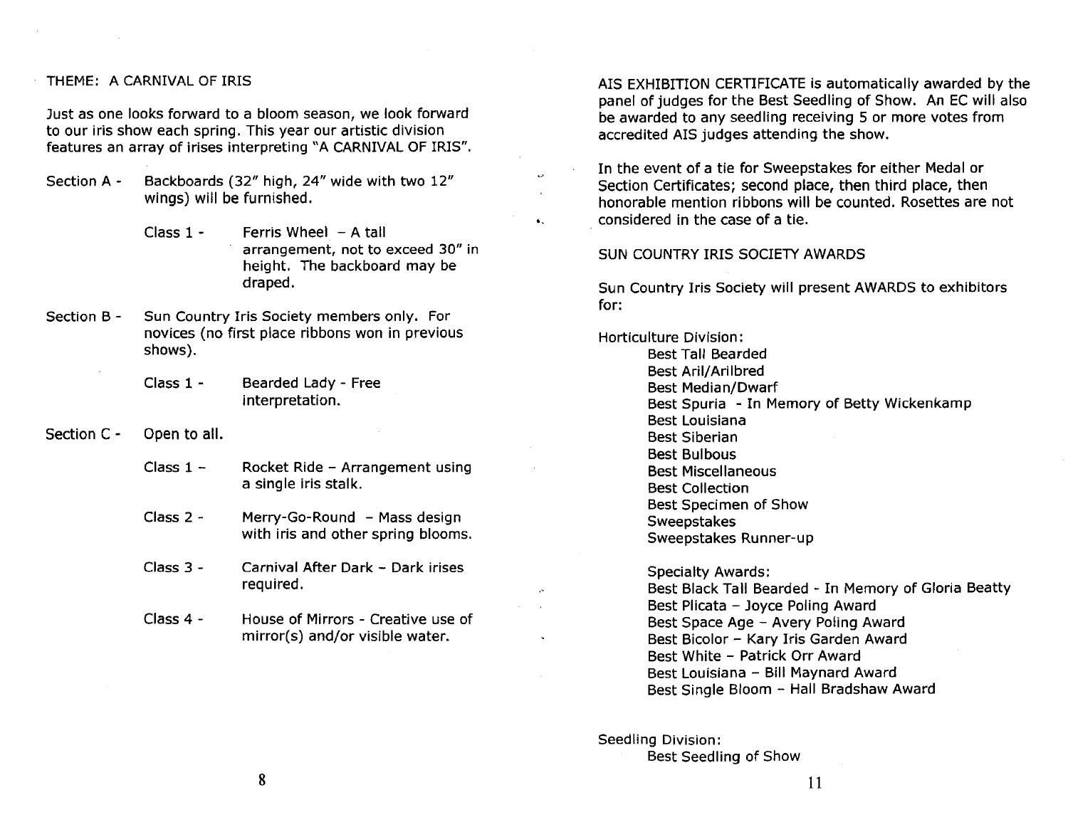THEME: A CARNIVAL OF IRIS

Just as one looks forward to a bloom season, we look forward to our iris show each spring. This year our artistic division features an array of irises interpreting "A CARNIVAL OF IRIS".

Section A - Backboards (32" high, 24" wide with two 12" wings) will be furnished.

- Class 1 - Ferris Wheel – A tall arrangement, not to exceed 30" in height. The backboard may be draped.

Section B - Sun Country Iris Society members only. For novices (no first place ribbons won in previous shows).

- Class 1 - Bearded Lady - Free interpretation.

Section C - Open to all.

- Class 1 – Rocket Ride – Arrangement using a single iris stalk.
- Class 2 - Merry-Go-Round – Mass design with iris and other spring blooms.
- Class 3 - Carnival After Dark – Dark irises required.
- Class 4 - House of Mirrors - Creative use of mirror(s) and/or visible water.

AIS EXHIBITION CERTIFICATE is automatically awarded by the panel of judges for the Best Seedling of Show. An EC will also be awarded to any seedling receiving 5 or more votes from accredited AIS judges attending the show.

In the event of a tie for Sweepstakes for either Medal or Section Certificates; second place, then third place, then honorable mention ribbons will be counted. Rosettes are not considered in the case of a tie.

SUN COUNTRY IRIS SOCIETY AWARDS

Sun Country Iris Society will present AWARDS to exhibitors for:

Horticulture Division:

- Best Tall Bearded
- Best Aril/Arilbred
- Best Median/Dwarf
- Best Spuria - In Memory of Betty Wickenkamp
- Best Louisiana
- Best Siberian
- Best Bulbous
- Best Miscellaneous
- Best Collection
- Best Specimen of Show
- Sweepstakes
- Sweepstakes Runner-up

Specialty Awards:

- Best Black Tall Bearded - In Memory of Gloria Beatty
- Best Plicata – Joyce Poling Award
- Best Space Age – Avery Poling Award
- Best Bicolor – Kary Iris Garden Award
- Best White – Patrick Orr Award
- Best Louisiana – Bill Maynard Award
- Best Single Bloom – Hall Bradshaw Award

Seedling Division:

- Best Seedling of Show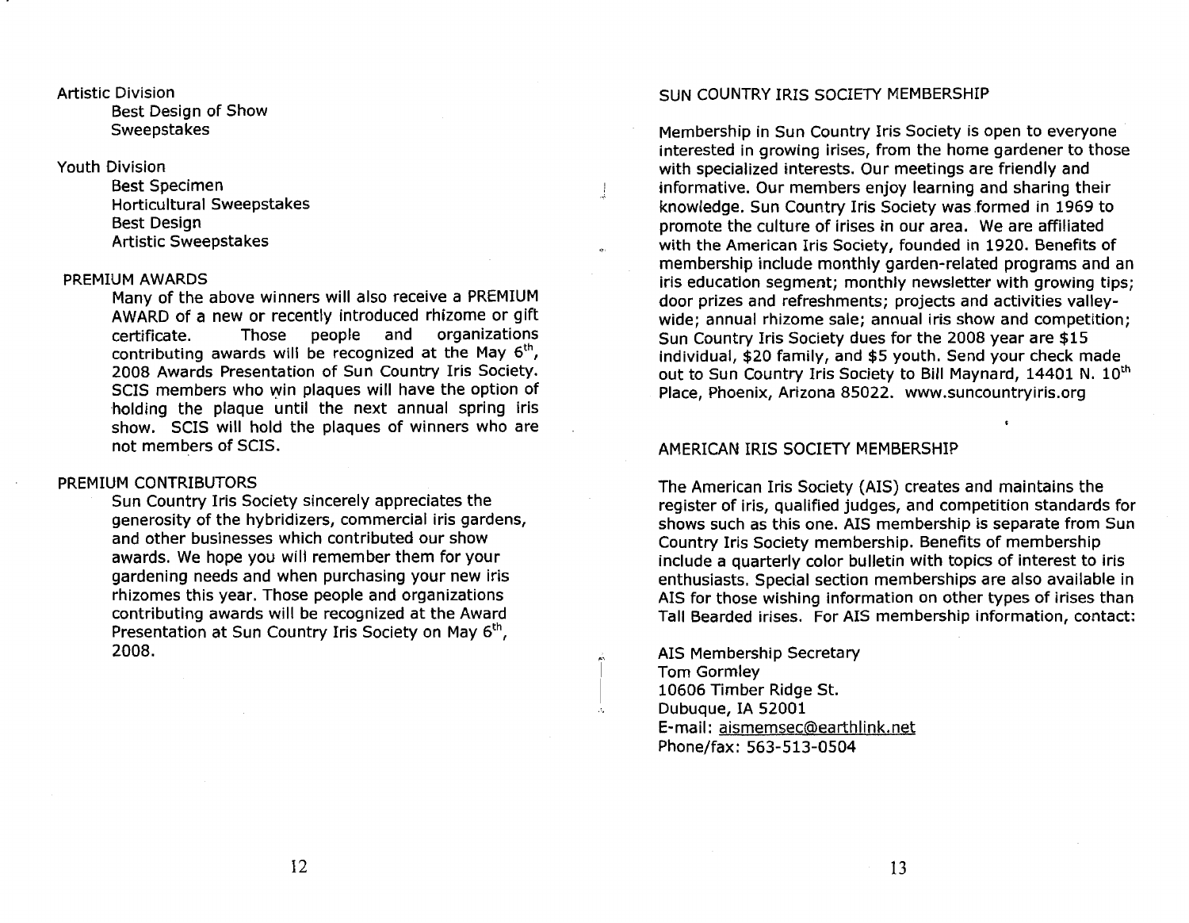Artistic Division

- Best Design of Show
- Sweepstakes

Youth Division

- Best Specimen
- Horticultural Sweepstakes
- Best Design
- Artistic Sweepstakes

## PREMIUM AWARDS

Many of the above winners will also receive a PREMIUM AWARD of a new or recently introduced rhizome or gift certificate. Those people and organizations contributing awards will be recognized at the May 6th, 2008 Awards Presentation of Sun Country Iris Society. SCIS members who win plaques will have the option of holding the plaque until the next annual spring iris show. SCIS will hold the plaques of winners who are not members of SCIS.

## PREMIUM CONTRIBUTORS

Sun Country Iris Society sincerely appreciates the generosity of the hybridizers, commercial iris gardens, and other businesses which contributed our show awards. We hope you will remember them for your gardening needs and when purchasing your new iris rhizomes this year. Those people and organizations contributing awards will be recognized at the Award Presentation at Sun Country Iris Society on May 6th, 2008.

## SUN COUNTRY IRIS SOCIETY MEMBERSHIP

Membership in Sun Country Iris Society is open to everyone interested in growing irises, from the home gardener to those with specialized interests. Our meetings are friendly and informative. Our members enjoy learning and sharing their knowledge. Sun Country Iris Society was formed in 1969 to promote the culture of irises in our area. We are affiliated with the American Iris Society, founded in 1920. Benefits of membership include monthly garden-related programs and an iris education segment; monthly newsletter with growing tips; door prizes and refreshments; projects and activities valley-wide; annual rhizome sale; annual iris show and competition; Sun Country Iris Society dues for the 2008 year are $15 individual, $20 family, and $5 youth. Send your check made out to Sun Country Iris Society to Bill Maynard, 14401 N. 10th Place, Phoenix, Arizona 85022. www.suncountryiris.org

## AMERICAN IRIS SOCIETY MEMBERSHIP

The American Iris Society (AIS) creates and maintains the register of iris, qualified judges, and competition standards for shows such as this one. AIS membership is separate from Sun Country Iris Society membership. Benefits of membership include a quarterly color bulletin with topics of interest to iris enthusiasts. Special section memberships are also available in AIS for those wishing information on other types of irises than Tall Bearded irises. For AIS membership information, contact:

AIS Membership Secretary
Tom Gormley
10606 Timber Ridge St.
Dubuque, IA 52001
E-mail: aismemsec@earthlink.net
Phone/fax: 563-513-0504